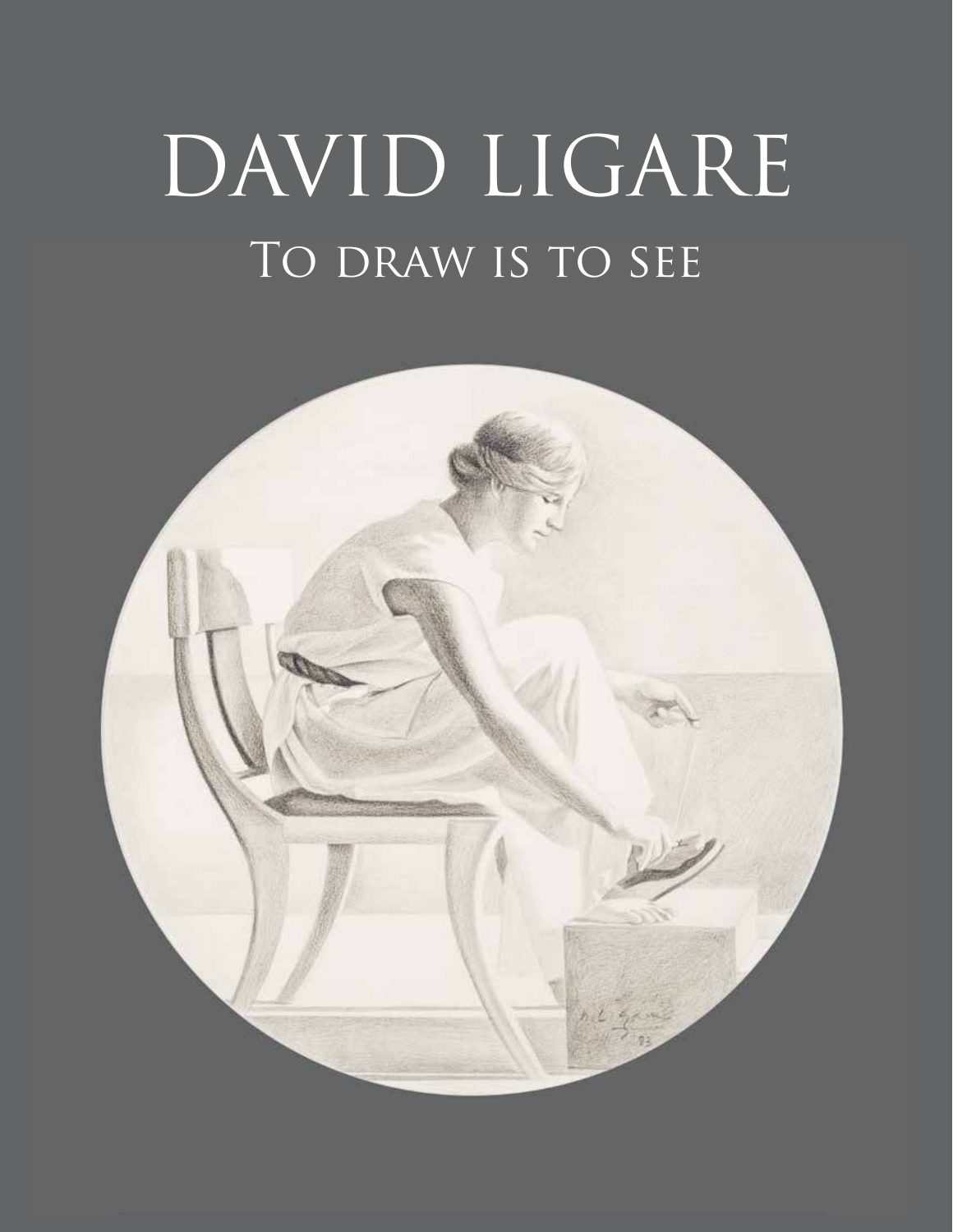# DAVID LIGARE

## To draw is to see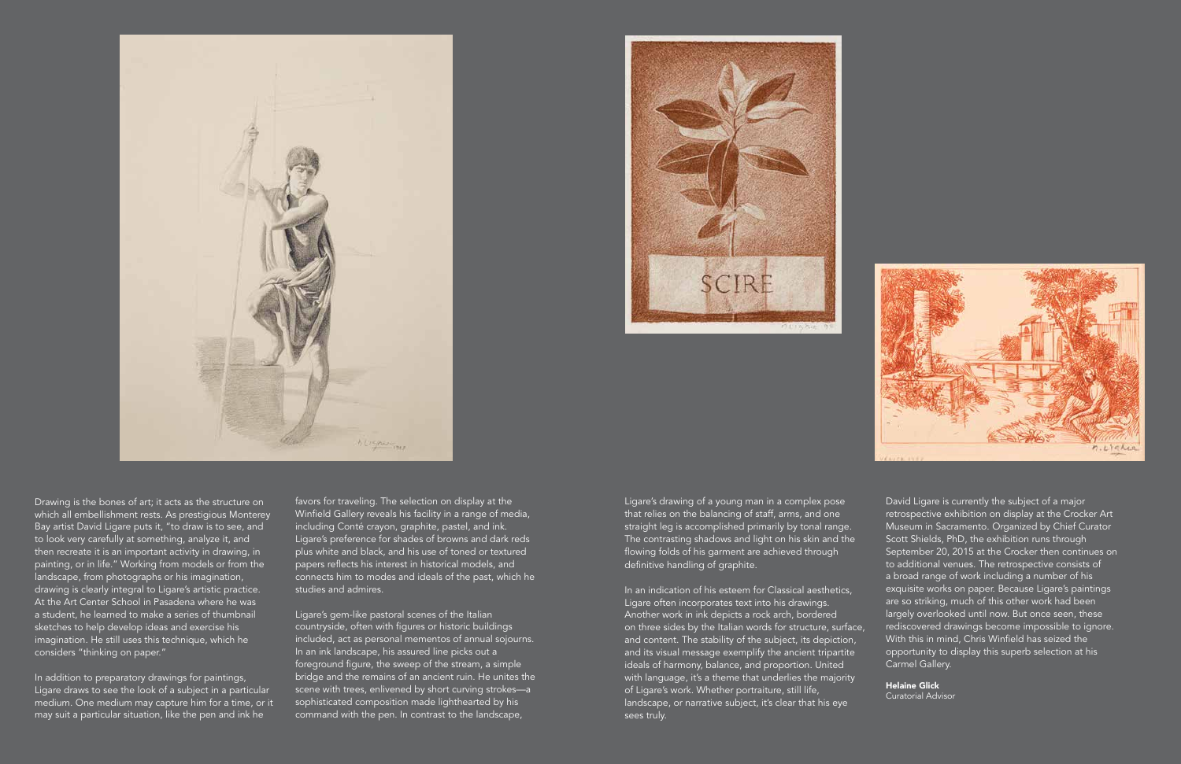Drawing is the bones of art; it acts as the structure on which all embellishment rests. As prestigious Monterey Bay artist David Ligare puts it, "to draw is to see, and to look very carefully at something, analyze it, and then recreate it is an important activity in drawing, in painting, or in life." Working from models or from the landscape, from photographs or his imagination, drawing is clearly integral to Ligare's artistic practice. At the Art Center School in Pasadena where he was a student, he learned to make a series of thumbnail sketches to help develop ideas and exercise his imagination. He still uses this technique, which he considers "thinking on paper."

In addition to preparatory drawings for paintings, Ligare draws to see the look of a subject in a particular medium. One medium may capture him for a time, or it may suit a particular situation, like the pen and ink he favors for traveling. The selection on display at the Winfield Gallery reveals his facility in a range of media, including Conté crayon, graphite, pastel, and ink. Ligare's preference for shades of browns and dark reds plus white and black, and his use of toned or textured papers reflects his interest in historical models, and connects him to modes and ideals of the past, which he studies and admires.

Ligare's gem-like pastoral scenes of the Italian countryside, often with figures or historic buildings included, act as personal mementos of annual sojourns. In an ink landscape, his assured line picks out a foreground figure, the sweep of the stream, a simple bridge and the remains of an ancient ruin. He unites the scene with trees, enlivened by short curving strokes—a sophisticated composition made lighthearted by his command with the pen. In contrast to the landscape, Ligare's drawing of a young man in a complex pose that relies on the balancing of staff, arms, and one straight leg is accomplished primarily by tonal range. The contrasting shadows and light on his skin and the flowing folds of his garment are achieved through definitive handling of graphite.

In an indication of his esteem for Classical aesthetics, Ligare often incorporates text into his drawings. Another work in ink depicts a rock arch, bordered on three sides by the Italian words for structure, surface, and content. The stability of the subject, its depiction, and its visual message exemplify the ancient tripartite ideals of harmony, balance, and proportion. United with language, it's a theme that underlies the majority of Ligare's work. Whether portraiture, still life, landscape, or narrative subject, it's clear that his eye sees truly.

David Ligare is currently the subject of a major retrospective exhibition on display at the Crocker Art Museum in Sacramento. Organized by Chief Curator Scott Shields, PhD, the exhibition runs through September 20, 2015 at the Crocker then continues on to additional venues. The retrospective consists of a broad range of work including a number of his exquisite works on paper. Because Ligare's paintings are so striking, much of this other work had been largely overlooked until now. But once seen, these rediscovered drawings become impossible to ignore. With this in mind, Chris Winfield has seized the opportunity to display this superb selection at his Carmel Gallery.

**Helaine Glick**
Curatorial Advisor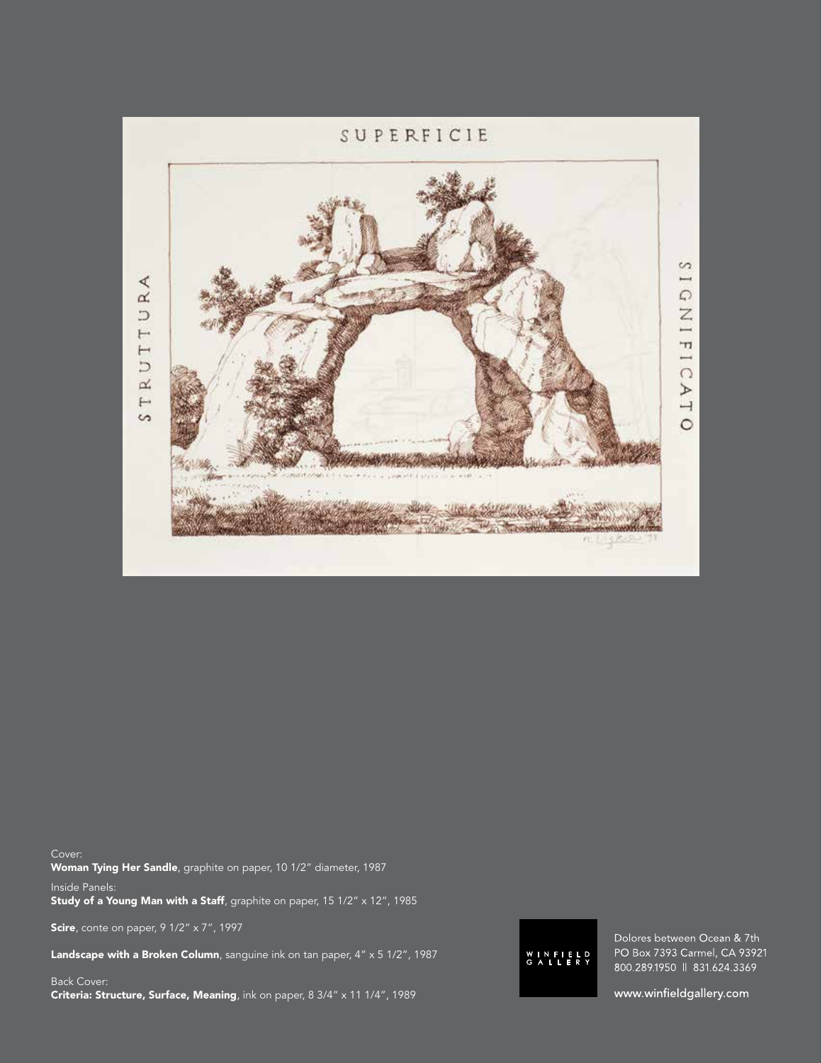Cover:
**Woman Tying Her Sandle**, graphite on paper, 10 1/2" diameter, 1987

Inside Panels:
**Study of a Young Man with a Staff**, graphite on paper, 15 1/2" x 12", 1985

**Scire**, conte on paper, 9 1/2" x 7", 1997

**Landscape with a Broken Column**, sanguine ink on tan paper, 4" x 5 1/2", 1987

Back Cover:
**Criteria: Structure, Surface, Meaning**, ink on paper, 8 3/4" x 11 1/4", 1989

WINFIELD GALLERY

Dolores between Ocean & 7th
PO Box 7393 Carmel, CA 93921
800.289.1950 || 831.624.3369

www.winfieldgallery.com